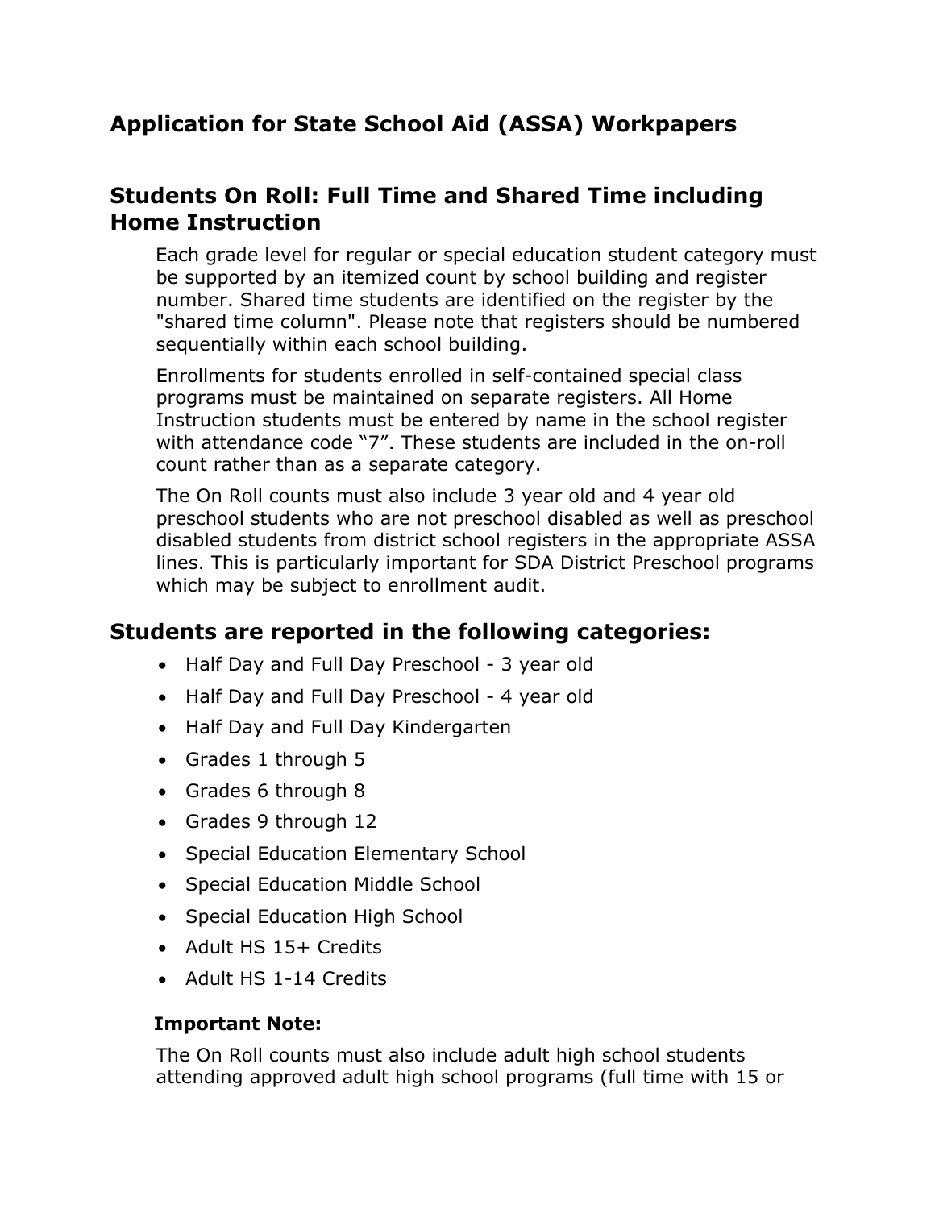# Application for State School Aid (ASSA) Workpapers

## Students On Roll: Full Time and Shared Time including Home Instruction

Each grade level for regular or special education student category must be supported by an itemized count by school building and register number. Shared time students are identified on the register by the "shared time column". Please note that registers should be numbered sequentially within each school building.

Enrollments for students enrolled in self-contained special class programs must be maintained on separate registers. All Home Instruction students must be entered by name in the school register with attendance code "7". These students are included in the on-roll count rather than as a separate category.

The On Roll counts must also include 3 year old and 4 year old preschool students who are not preschool disabled as well as preschool disabled students from district school registers in the appropriate ASSA lines. This is particularly important for SDA District Preschool programs which may be subject to enrollment audit.

## Students are reported in the following categories:

- Half Day and Full Day Preschool - 3 year old
- Half Day and Full Day Preschool - 4 year old
- Half Day and Full Day Kindergarten
- Grades 1 through 5
- Grades 6 through 8
- Grades 9 through 12
- Special Education Elementary School
- Special Education Middle School
- Special Education High School
- Adult HS 15+ Credits
- Adult HS 1-14 Credits

**Important Note:**

The On Roll counts must also include adult high school students attending approved adult high school programs (full time with 15 or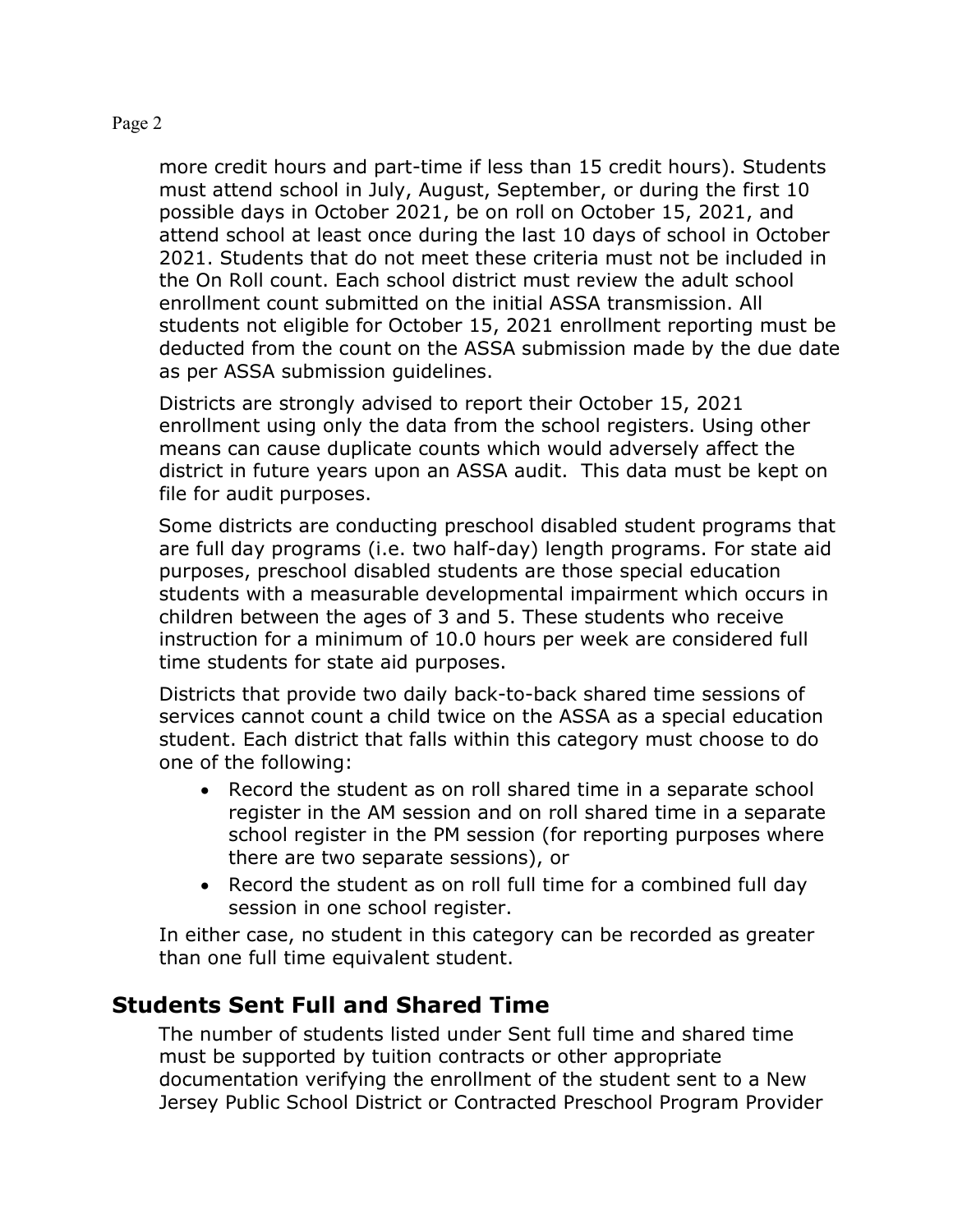more credit hours and part-time if less than 15 credit hours). Students must attend school in July, August, September, or during the first 10 possible days in October 2021, be on roll on October 15, 2021, and attend school at least once during the last 10 days of school in October 2021. Students that do not meet these criteria must not be included in the On Roll count. Each school district must review the adult school enrollment count submitted on the initial ASSA transmission. All students not eligible for October 15, 2021 enrollment reporting must be deducted from the count on the ASSA submission made by the due date as per ASSA submission guidelines.

Districts are strongly advised to report their October 15, 2021 enrollment using only the data from the school registers. Using other means can cause duplicate counts which would adversely affect the district in future years upon an ASSA audit. This data must be kept on file for audit purposes.

Some districts are conducting preschool disabled student programs that are full day programs (i.e. two half-day) length programs. For state aid purposes, preschool disabled students are those special education students with a measurable developmental impairment which occurs in children between the ages of 3 and 5. These students who receive instruction for a minimum of 10.0 hours per week are considered full time students for state aid purposes.

Districts that provide two daily back-to-back shared time sessions of services cannot count a child twice on the ASSA as a special education student. Each district that falls within this category must choose to do one of the following:

- Record the student as on roll shared time in a separate school register in the AM session and on roll shared time in a separate school register in the PM session (for reporting purposes where there are two separate sessions), or
- Record the student as on roll full time for a combined full day session in one school register.

In either case, no student in this category can be recorded as greater than one full time equivalent student.

## Students Sent Full and Shared Time

The number of students listed under Sent full time and shared time must be supported by tuition contracts or other appropriate documentation verifying the enrollment of the student sent to a New Jersey Public School District or Contracted Preschool Program Provider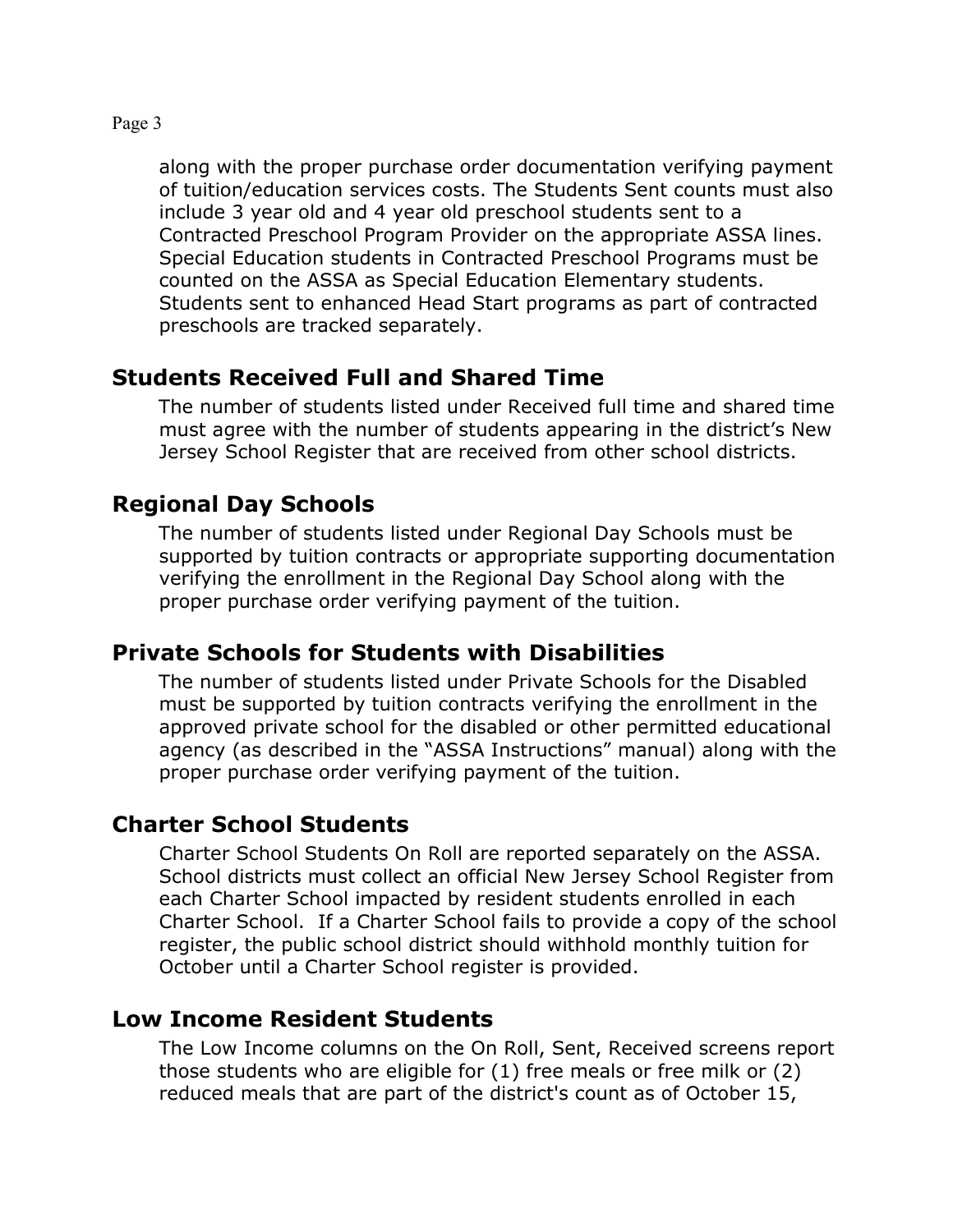along with the proper purchase order documentation verifying payment of tuition/education services costs. The Students Sent counts must also include 3 year old and 4 year old preschool students sent to a Contracted Preschool Program Provider on the appropriate ASSA lines. Special Education students in Contracted Preschool Programs must be counted on the ASSA as Special Education Elementary students. Students sent to enhanced Head Start programs as part of contracted preschools are tracked separately.

## Students Received Full and Shared Time

The number of students listed under Received full time and shared time must agree with the number of students appearing in the district's New Jersey School Register that are received from other school districts.

## Regional Day Schools

The number of students listed under Regional Day Schools must be supported by tuition contracts or appropriate supporting documentation verifying the enrollment in the Regional Day School along with the proper purchase order verifying payment of the tuition.

## Private Schools for Students with Disabilities

The number of students listed under Private Schools for the Disabled must be supported by tuition contracts verifying the enrollment in the approved private school for the disabled or other permitted educational agency (as described in the "ASSA Instructions" manual) along with the proper purchase order verifying payment of the tuition.

## Charter School Students

Charter School Students On Roll are reported separately on the ASSA. School districts must collect an official New Jersey School Register from each Charter School impacted by resident students enrolled in each Charter School. If a Charter School fails to provide a copy of the school register, the public school district should withhold monthly tuition for October until a Charter School register is provided.

## Low Income Resident Students

The Low Income columns on the On Roll, Sent, Received screens report those students who are eligible for (1) free meals or free milk or (2) reduced meals that are part of the district's count as of October 15,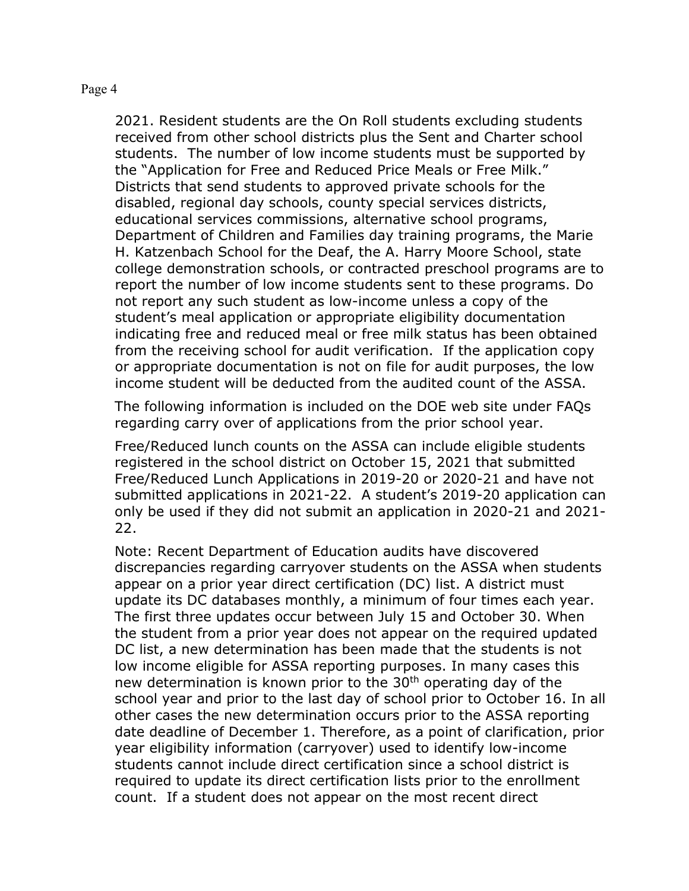2021. Resident students are the On Roll students excluding students received from other school districts plus the Sent and Charter school students. The number of low income students must be supported by the "Application for Free and Reduced Price Meals or Free Milk." Districts that send students to approved private schools for the disabled, regional day schools, county special services districts, educational services commissions, alternative school programs, Department of Children and Families day training programs, the Marie H. Katzenbach School for the Deaf, the A. Harry Moore School, state college demonstration schools, or contracted preschool programs are to report the number of low income students sent to these programs. Do not report any such student as low-income unless a copy of the student's meal application or appropriate eligibility documentation indicating free and reduced meal or free milk status has been obtained from the receiving school for audit verification. If the application copy or appropriate documentation is not on file for audit purposes, the low income student will be deducted from the audited count of the ASSA.

The following information is included on the DOE web site under FAQs regarding carry over of applications from the prior school year.

Free/Reduced lunch counts on the ASSA can include eligible students registered in the school district on October 15, 2021 that submitted Free/Reduced Lunch Applications in 2019-20 or 2020-21 and have not submitted applications in 2021-22. A student's 2019-20 application can only be used if they did not submit an application in 2020-21 and 2021-22.

Note: Recent Department of Education audits have discovered discrepancies regarding carryover students on the ASSA when students appear on a prior year direct certification (DC) list. A district must update its DC databases monthly, a minimum of four times each year. The first three updates occur between July 15 and October 30. When the student from a prior year does not appear on the required updated DC list, a new determination has been made that the students is not low income eligible for ASSA reporting purposes. In many cases this new determination is known prior to the 30th operating day of the school year and prior to the last day of school prior to October 16. In all other cases the new determination occurs prior to the ASSA reporting date deadline of December 1. Therefore, as a point of clarification, prior year eligibility information (carryover) used to identify low-income students cannot include direct certification since a school district is required to update its direct certification lists prior to the enrollment count. If a student does not appear on the most recent direct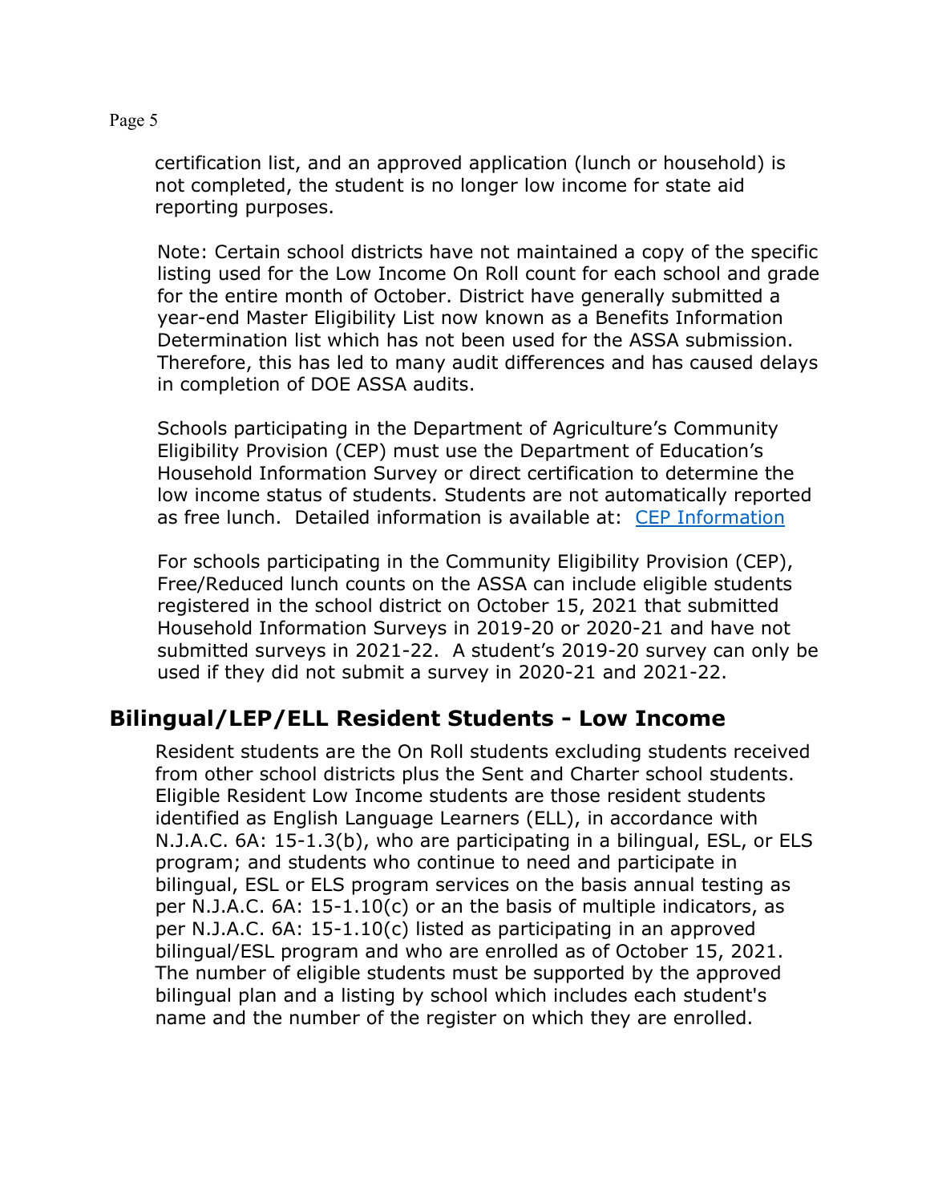certification list, and an approved application (lunch or household) is not completed, the student is no longer low income for state aid reporting purposes.

Note: Certain school districts have not maintained a copy of the specific listing used for the Low Income On Roll count for each school and grade for the entire month of October. District have generally submitted a year-end Master Eligibility List now known as a Benefits Information Determination list which has not been used for the ASSA submission. Therefore, this has led to many audit differences and has caused delays in completion of DOE ASSA audits.

Schools participating in the Department of Agriculture's Community Eligibility Provision (CEP) must use the Department of Education's Household Information Survey or direct certification to determine the low income status of students. Students are not automatically reported as free lunch. Detailed information is available at: CEP Information

For schools participating in the Community Eligibility Provision (CEP), Free/Reduced lunch counts on the ASSA can include eligible students registered in the school district on October 15, 2021 that submitted Household Information Surveys in 2019-20 or 2020-21 and have not submitted surveys in 2021-22. A student's 2019-20 survey can only be used if they did not submit a survey in 2020-21 and 2021-22.

## Bilingual/LEP/ELL Resident Students - Low Income

Resident students are the On Roll students excluding students received from other school districts plus the Sent and Charter school students. Eligible Resident Low Income students are those resident students identified as English Language Learners (ELL), in accordance with N.J.A.C. 6A: 15-1.3(b), who are participating in a bilingual, ESL, or ELS program; and students who continue to need and participate in bilingual, ESL or ELS program services on the basis annual testing as per N.J.A.C. 6A: 15-1.10(c) or an the basis of multiple indicators, as per N.J.A.C. 6A: 15-1.10(c) listed as participating in an approved bilingual/ESL program and who are enrolled as of October 15, 2021. The number of eligible students must be supported by the approved bilingual plan and a listing by school which includes each student's name and the number of the register on which they are enrolled.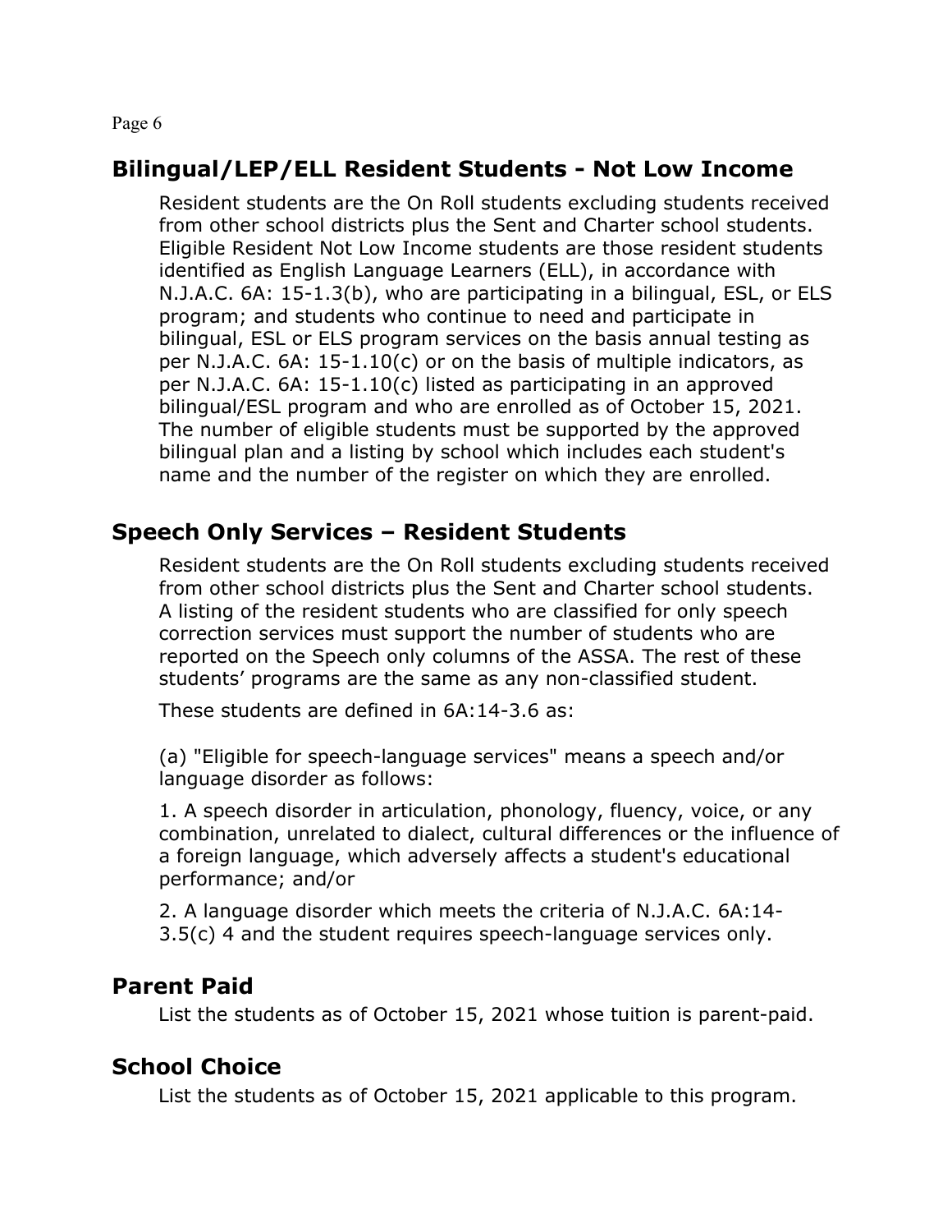## Bilingual/LEP/ELL Resident Students - Not Low Income

Resident students are the On Roll students excluding students received from other school districts plus the Sent and Charter school students. Eligible Resident Not Low Income students are those resident students identified as English Language Learners (ELL), in accordance with N.J.A.C. 6A: 15-1.3(b), who are participating in a bilingual, ESL, or ELS program; and students who continue to need and participate in bilingual, ESL or ELS program services on the basis annual testing as per N.J.A.C. 6A: 15-1.10(c) or on the basis of multiple indicators, as per N.J.A.C. 6A: 15-1.10(c) listed as participating in an approved bilingual/ESL program and who are enrolled as of October 15, 2021. The number of eligible students must be supported by the approved bilingual plan and a listing by school which includes each student's name and the number of the register on which they are enrolled.

## Speech Only Services – Resident Students

Resident students are the On Roll students excluding students received from other school districts plus the Sent and Charter school students. A listing of the resident students who are classified for only speech correction services must support the number of students who are reported on the Speech only columns of the ASSA. The rest of these students' programs are the same as any non-classified student.

These students are defined in 6A:14-3.6 as:

(a) "Eligible for speech-language services" means a speech and/or language disorder as follows:

1. A speech disorder in articulation, phonology, fluency, voice, or any combination, unrelated to dialect, cultural differences or the influence of a foreign language, which adversely affects a student's educational performance; and/or

2. A language disorder which meets the criteria of N.J.A.C. 6A:14-3.5(c) 4 and the student requires speech-language services only.

## Parent Paid

List the students as of October 15, 2021 whose tuition is parent-paid.

## School Choice

List the students as of October 15, 2021 applicable to this program.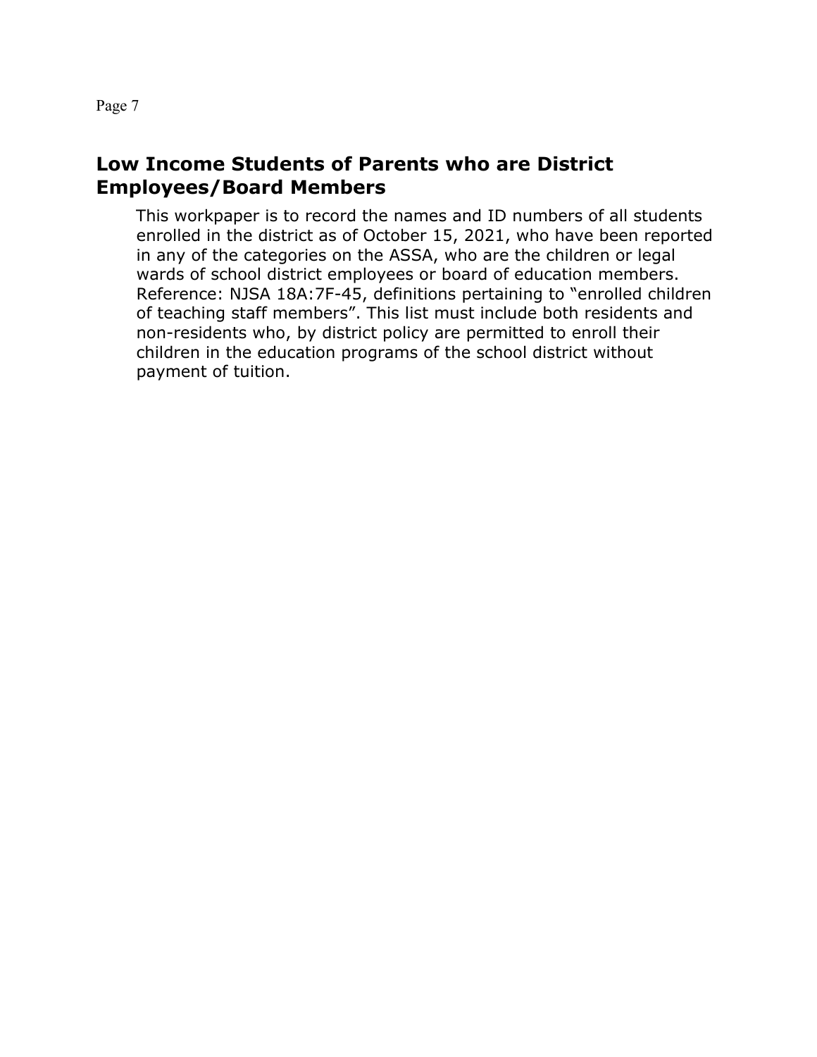## Low Income Students of Parents who are District Employees/Board Members

This workpaper is to record the names and ID numbers of all students enrolled in the district as of October 15, 2021, who have been reported in any of the categories on the ASSA, who are the children or legal wards of school district employees or board of education members. Reference: NJSA 18A:7F-45, definitions pertaining to "enrolled children of teaching staff members". This list must include both residents and non-residents who, by district policy are permitted to enroll their children in the education programs of the school district without payment of tuition.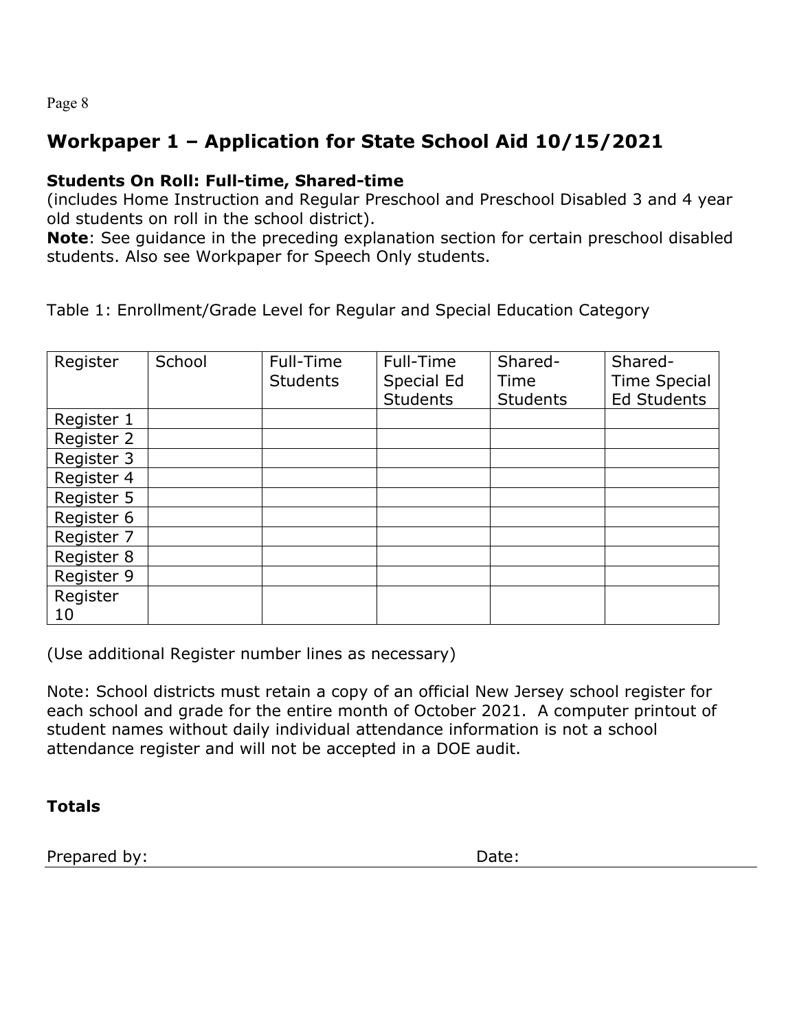## Workpaper 1 – Application for State School Aid 10/15/2021

**Students On Roll: Full-time, Shared-time**
(includes Home Instruction and Regular Preschool and Preschool Disabled 3 and 4 year old students on roll in the school district).
**Note**: See guidance in the preceding explanation section for certain preschool disabled students. Also see Workpaper for Speech Only students.

Table 1: Enrollment/Grade Level for Regular and Special Education Category

| Register | School | Full-Time Students | Full-Time Special Ed Students | Shared-Time Students | Shared-Time Special Ed Students |
|---|---|---|---|---|---|
| Register 1 | | | | | |
| Register 2 | | | | | |
| Register 3 | | | | | |
| Register 4 | | | | | |
| Register 5 | | | | | |
| Register 6 | | | | | |
| Register 7 | | | | | |
| Register 8 | | | | | |
| Register 9 | | | | | |
| Register 10 | | | | | |

(Use additional Register number lines as necessary)

Note: School districts must retain a copy of an official New Jersey school register for each school and grade for the entire month of October 2021. A computer printout of student names without daily individual attendance information is not a school attendance register and will not be accepted in a DOE audit.

**Totals**

Prepared by: Date: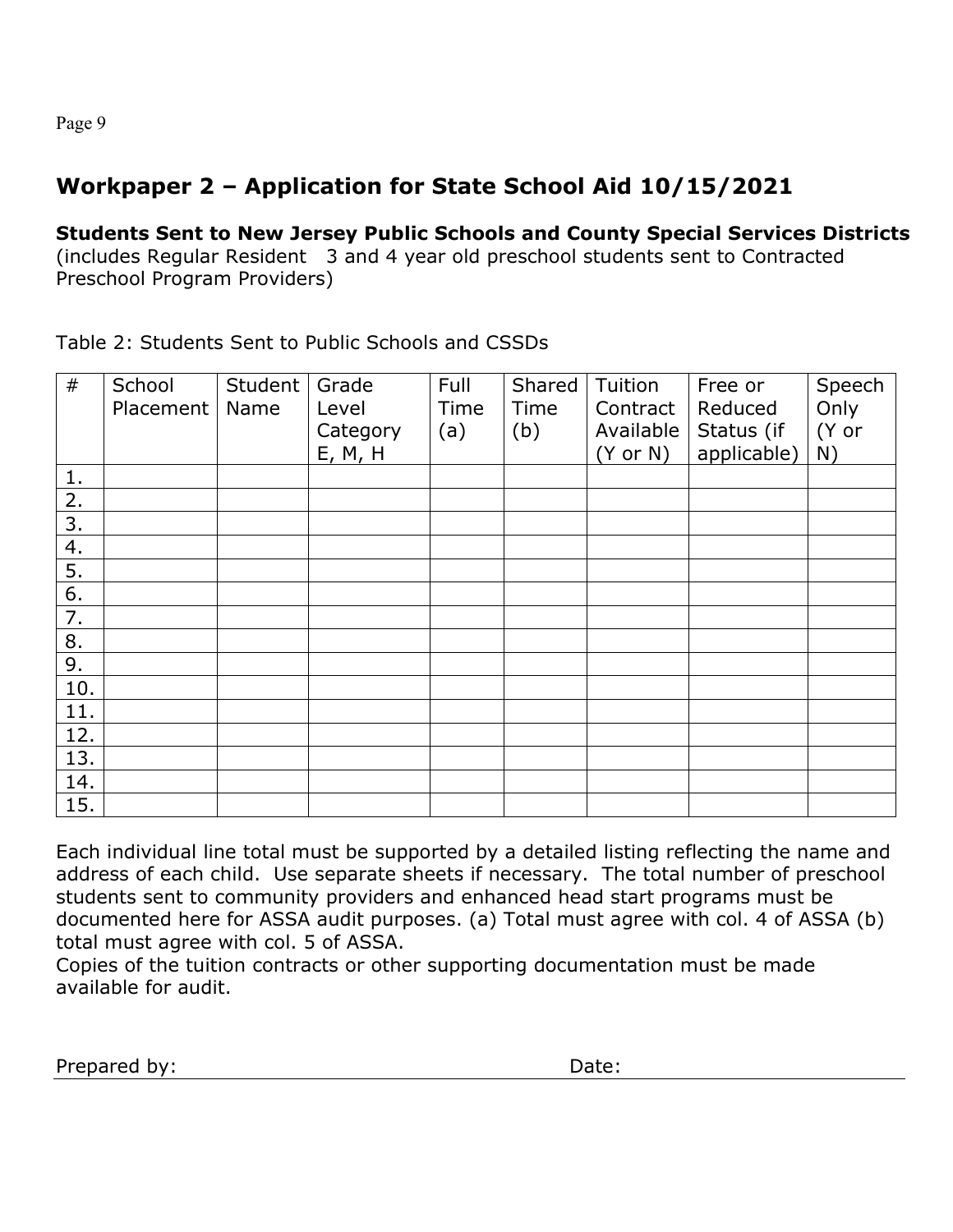# Workpaper 2 – Application for State School Aid 10/15/2021

**Students Sent to New Jersey Public Schools and County Special Services Districts** (includes Regular Resident 3 and 4 year old preschool students sent to Contracted Preschool Program Providers)

Table 2: Students Sent to Public Schools and CSSDs

| # | School Placement | Student Name | Grade Level Category E, M, H | Full Time (a) | Shared Time (b) | Tuition Contract Available (Y or N) | Free or Reduced Status (if applicable) | Speech Only (Y or N) |
|---|---|---|---|---|---|---|---|---|
| 1. | | | | | | | | |
| 2. | | | | | | | | |
| 3. | | | | | | | | |
| 4. | | | | | | | | |
| 5. | | | | | | | | |
| 6. | | | | | | | | |
| 7. | | | | | | | | |
| 8. | | | | | | | | |
| 9. | | | | | | | | |
| 10. | | | | | | | | |
| 11. | | | | | | | | |
| 12. | | | | | | | | |
| 13. | | | | | | | | |
| 14. | | | | | | | | |
| 15. | | | | | | | | |

Each individual line total must be supported by a detailed listing reflecting the name and address of each child. Use separate sheets if necessary. The total number of preschool students sent to community providers and enhanced head start programs must be documented here for ASSA audit purposes. (a) Total must agree with col. 4 of ASSA (b) total must agree with col. 5 of ASSA.

Copies of the tuition contracts or other supporting documentation must be made available for audit.

Prepared by: Date: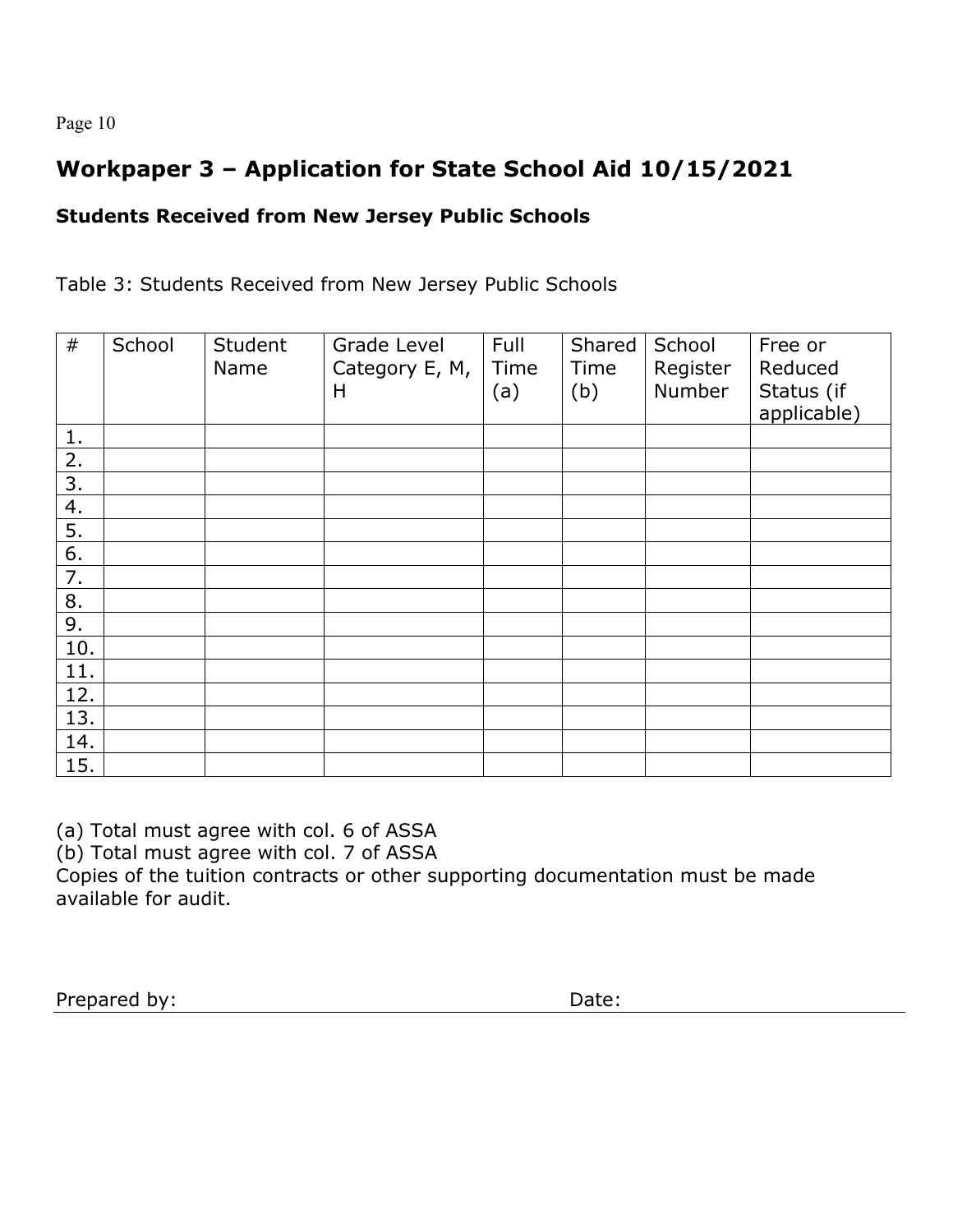## Workpaper 3 – Application for State School Aid 10/15/2021

### Students Received from New Jersey Public Schools

Table 3: Students Received from New Jersey Public Schools

| # | School | Student Name | Grade Level Category E, M, H | Full Time (a) | Shared Time (b) | School Register Number | Free or Reduced Status (if applicable) |
|---|---|---|---|---|---|---|---|
| 1. | | | | | | | |
| 2. | | | | | | | |
| 3. | | | | | | | |
| 4. | | | | | | | |
| 5. | | | | | | | |
| 6. | | | | | | | |
| 7. | | | | | | | |
| 8. | | | | | | | |
| 9. | | | | | | | |
| 10. | | | | | | | |
| 11. | | | | | | | |
| 12. | | | | | | | |
| 13. | | | | | | | |
| 14. | | | | | | | |
| 15. | | | | | | | |

(a) Total must agree with col. 6 of ASSA
(b) Total must agree with col. 7 of ASSA
Copies of the tuition contracts or other supporting documentation must be made available for audit.

Prepared by: Date: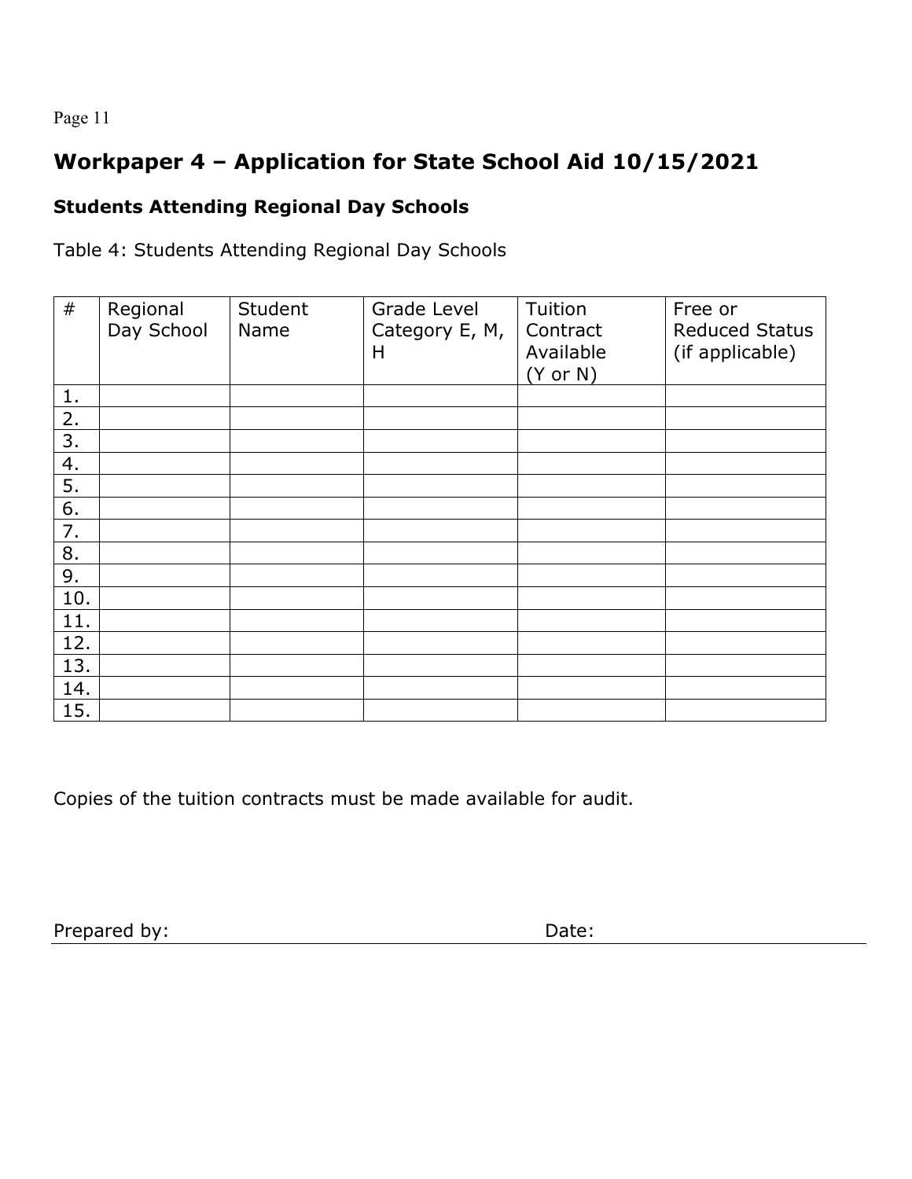## Workpaper 4 – Application for State School Aid 10/15/2021

### Students Attending Regional Day Schools

Table 4: Students Attending Regional Day Schools

| # | Regional Day School | Student Name | Grade Level Category E, M, H | Tuition Contract Available (Y or N) | Free or Reduced Status (if applicable) |
|---|---|---|---|---|---|
| 1. | | | | | |
| 2. | | | | | |
| 3. | | | | | |
| 4. | | | | | |
| 5. | | | | | |
| 6. | | | | | |
| 7. | | | | | |
| 8. | | | | | |
| 9. | | | | | |
| 10. | | | | | |
| 11. | | | | | |
| 12. | | | | | |
| 13. | | | | | |
| 14. | | | | | |
| 15. | | | | | |

Copies of the tuition contracts must be made available for audit.

Prepared by: Date: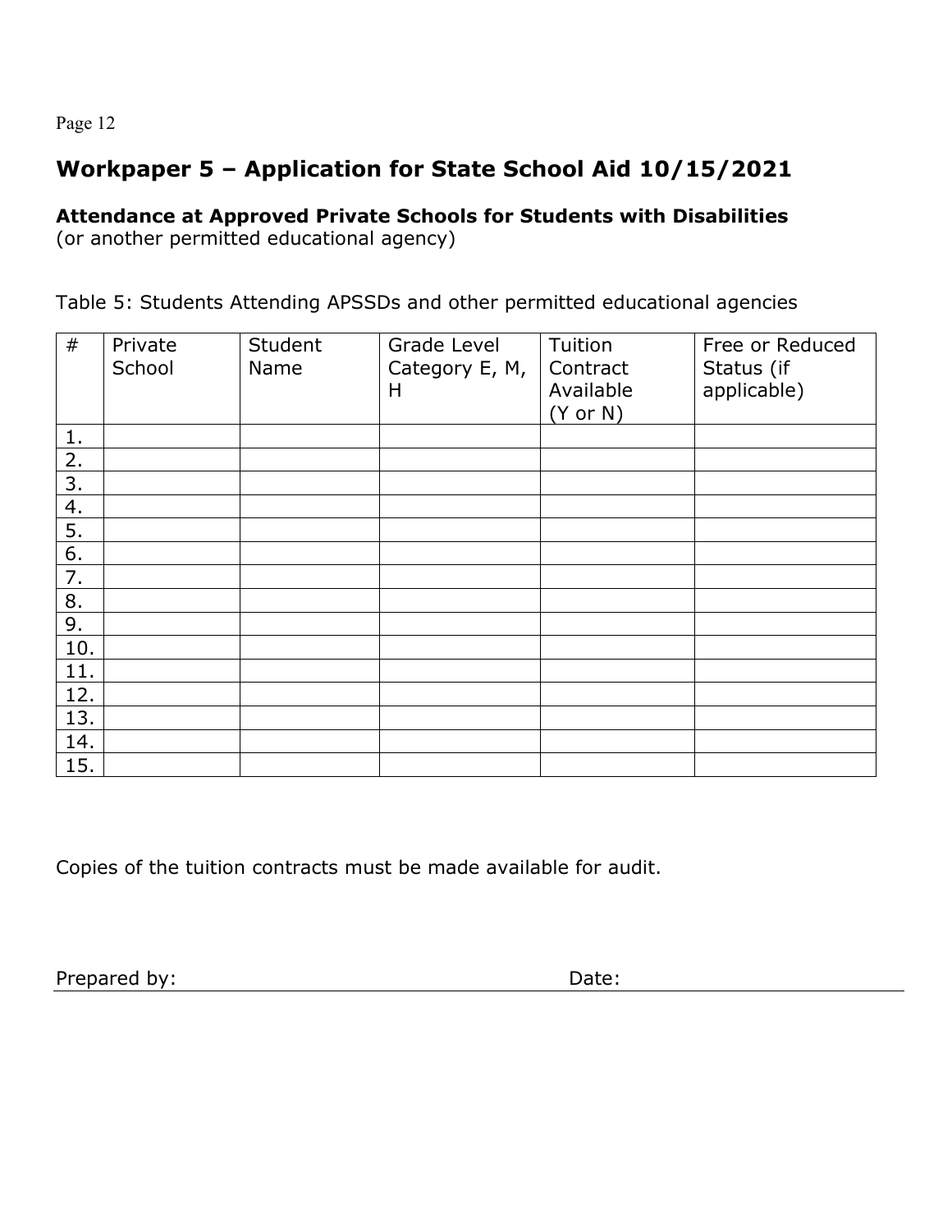# Workpaper 5 – Application for State School Aid 10/15/2021

**Attendance at Approved Private Schools for Students with Disabilities**
(or another permitted educational agency)

Table 5: Students Attending APSSDs and other permitted educational agencies

| # | Private School | Student Name | Grade Level Category E, M, H | Tuition Contract Available (Y or N) | Free or Reduced Status (if applicable) |
|---|---|---|---|---|---|
| 1. | | | | | |
| 2. | | | | | |
| 3. | | | | | |
| 4. | | | | | |
| 5. | | | | | |
| 6. | | | | | |
| 7. | | | | | |
| 8. | | | | | |
| 9. | | | | | |
| 10. | | | | | |
| 11. | | | | | |
| 12. | | | | | |
| 13. | | | | | |
| 14. | | | | | |
| 15. | | | | | |

Copies of the tuition contracts must be made available for audit.

Prepared by: ______________________________ Date: ______________________________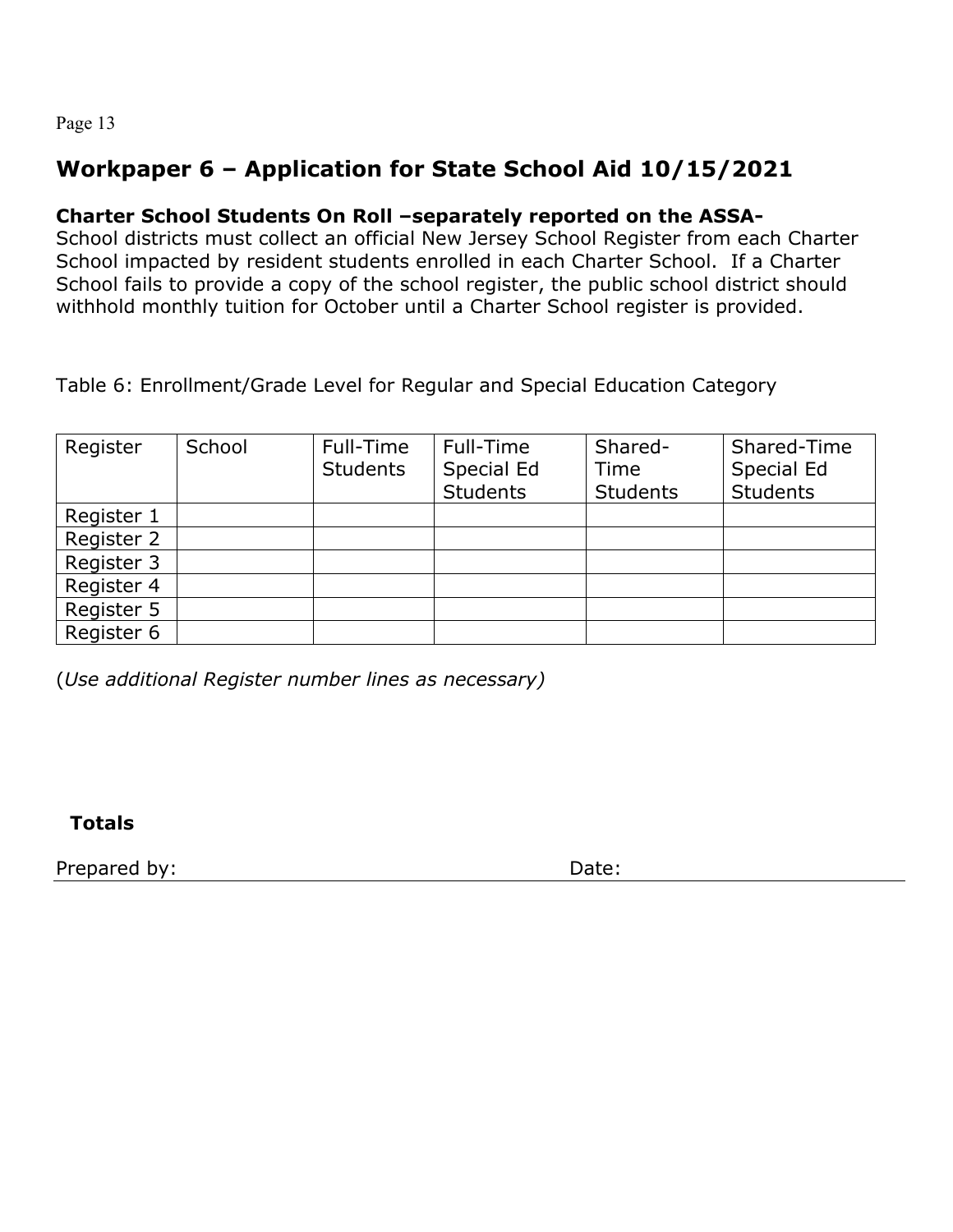## Workpaper 6 – Application for State School Aid 10/15/2021

**Charter School Students On Roll –separately reported on the ASSA-**
School districts must collect an official New Jersey School Register from each Charter School impacted by resident students enrolled in each Charter School. If a Charter School fails to provide a copy of the school register, the public school district should withhold monthly tuition for October until a Charter School register is provided.

Table 6: Enrollment/Grade Level for Regular and Special Education Category

| Register | School | Full-Time Students | Full-Time Special Ed Students | Shared-Time Students | Shared-Time Special Ed Students |
|---|---|---|---|---|---|
| Register 1 | | | | | |
| Register 2 | | | | | |
| Register 3 | | | | | |
| Register 4 | | | | | |
| Register 5 | | | | | |
| Register 6 | | | | | |

(*Use additional Register number lines as necessary)*

**Totals**

Prepared by: Date: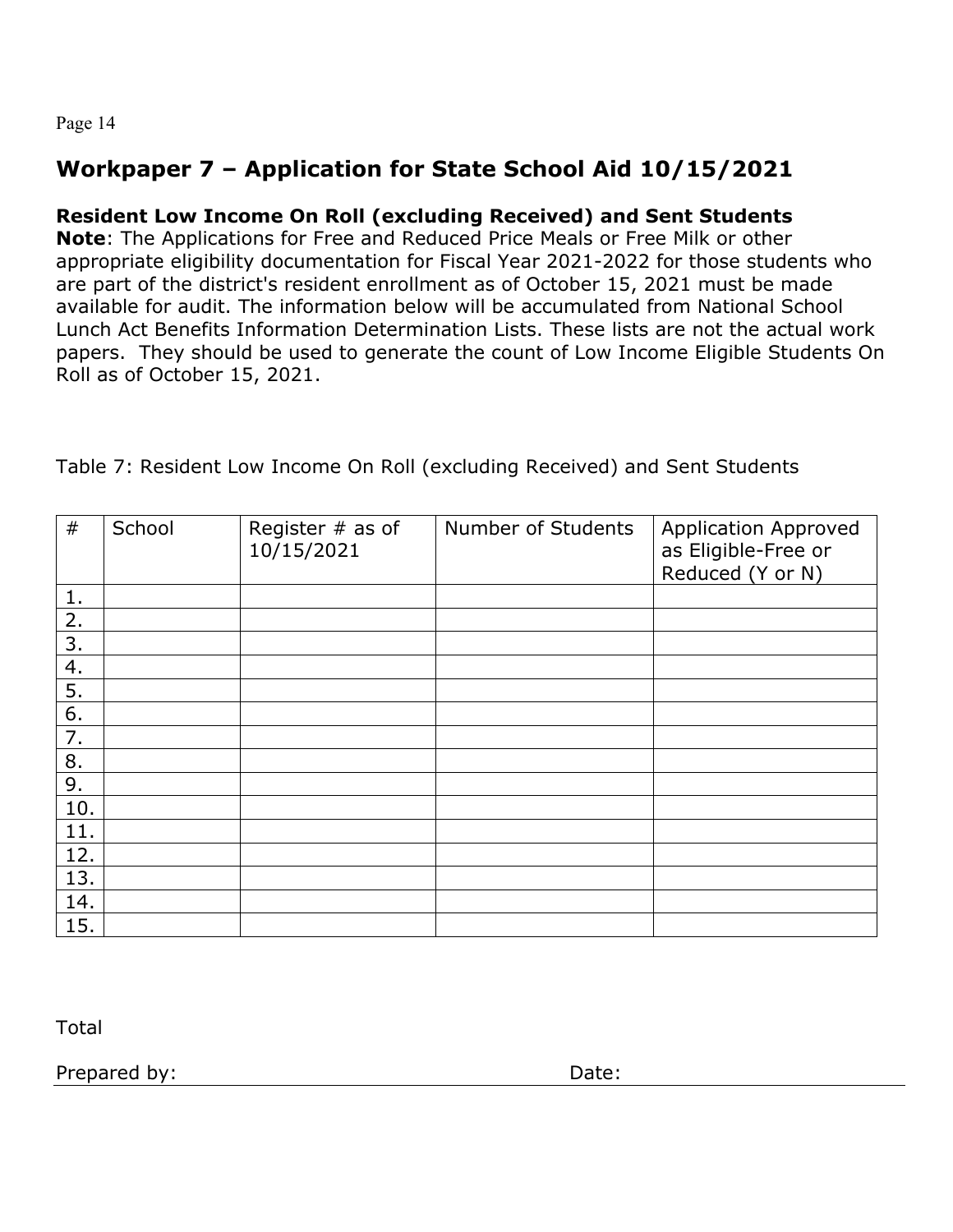## Workpaper 7 – Application for State School Aid 10/15/2021

**Resident Low Income On Roll (excluding Received) and Sent Students**
**Note**: The Applications for Free and Reduced Price Meals or Free Milk or other appropriate eligibility documentation for Fiscal Year 2021-2022 for those students who are part of the district's resident enrollment as of October 15, 2021 must be made available for audit. The information below will be accumulated from National School Lunch Act Benefits Information Determination Lists. These lists are not the actual work papers. They should be used to generate the count of Low Income Eligible Students On Roll as of October 15, 2021.

Table 7: Resident Low Income On Roll (excluding Received) and Sent Students

| # | School | Register # as of 10/15/2021 | Number of Students | Application Approved as Eligible-Free or Reduced (Y or N) |
|---|---|---|---|---|
| 1. | | | | |
| 2. | | | | |
| 3. | | | | |
| 4. | | | | |
| 5. | | | | |
| 6. | | | | |
| 7. | | | | |
| 8. | | | | |
| 9. | | | | |
| 10. | | | | |
| 11. | | | | |
| 12. | | | | |
| 13. | | | | |
| 14. | | | | |
| 15. | | | | |

Total

Prepared by: Date: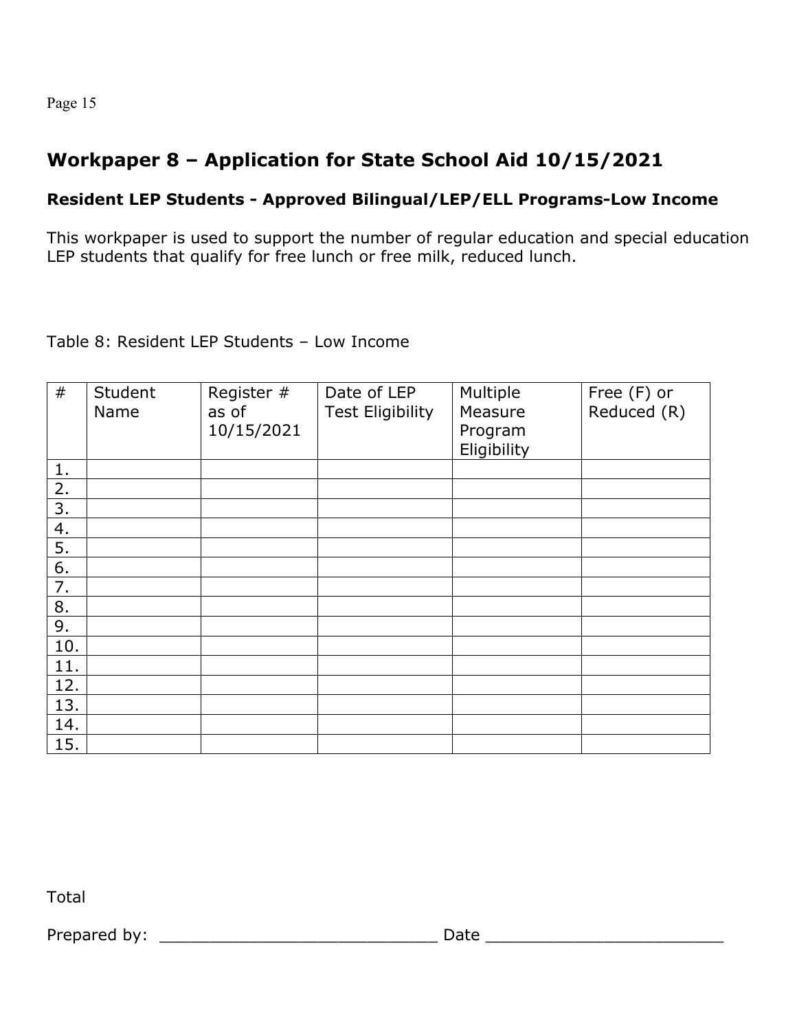## Workpaper 8 – Application for State School Aid 10/15/2021

### Resident LEP Students - Approved Bilingual/LEP/ELL Programs-Low Income

This workpaper is used to support the number of regular education and special education LEP students that qualify for free lunch or free milk, reduced lunch.

Table 8: Resident LEP Students – Low Income

| # | Student Name | Register # as of 10/15/2021 | Date of LEP Test Eligibility | Multiple Measure Program Eligibility | Free (F) or Reduced (R) |
|---|---|---|---|---|---|
| 1. | | | | | |
| 2. | | | | | |
| 3. | | | | | |
| 4. | | | | | |
| 5. | | | | | |
| 6. | | | | | |
| 7. | | | | | |
| 8. | | | | | |
| 9. | | | | | |
| 10. | | | | | |
| 11. | | | | | |
| 12. | | | | | |
| 13. | | | | | |
| 14. | | | | | |
| 15. | | | | | |

Total

Prepared by: ____________________________ Date ________________________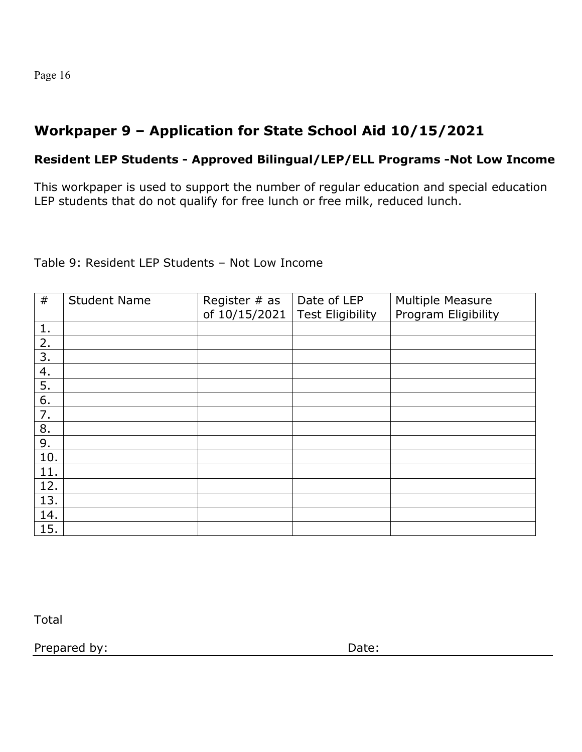## Workpaper 9 – Application for State School Aid 10/15/2021

### Resident LEP Students - Approved Bilingual/LEP/ELL Programs -Not Low Income

This workpaper is used to support the number of regular education and special education LEP students that do not qualify for free lunch or free milk, reduced lunch.

Table 9: Resident LEP Students – Not Low Income

| # | Student Name | Register # as of 10/15/2021 | Date of LEP Test Eligibility | Multiple Measure Program Eligibility |
|---|---|---|---|---|
| 1. | | | | |
| 2. | | | | |
| 3. | | | | |
| 4. | | | | |
| 5. | | | | |
| 6. | | | | |
| 7. | | | | |
| 8. | | | | |
| 9. | | | | |
| 10. | | | | |
| 11. | | | | |
| 12. | | | | |
| 13. | | | | |
| 14. | | | | |
| 15. | | | | |

Total

Prepared by: ______________________ Date: ______________________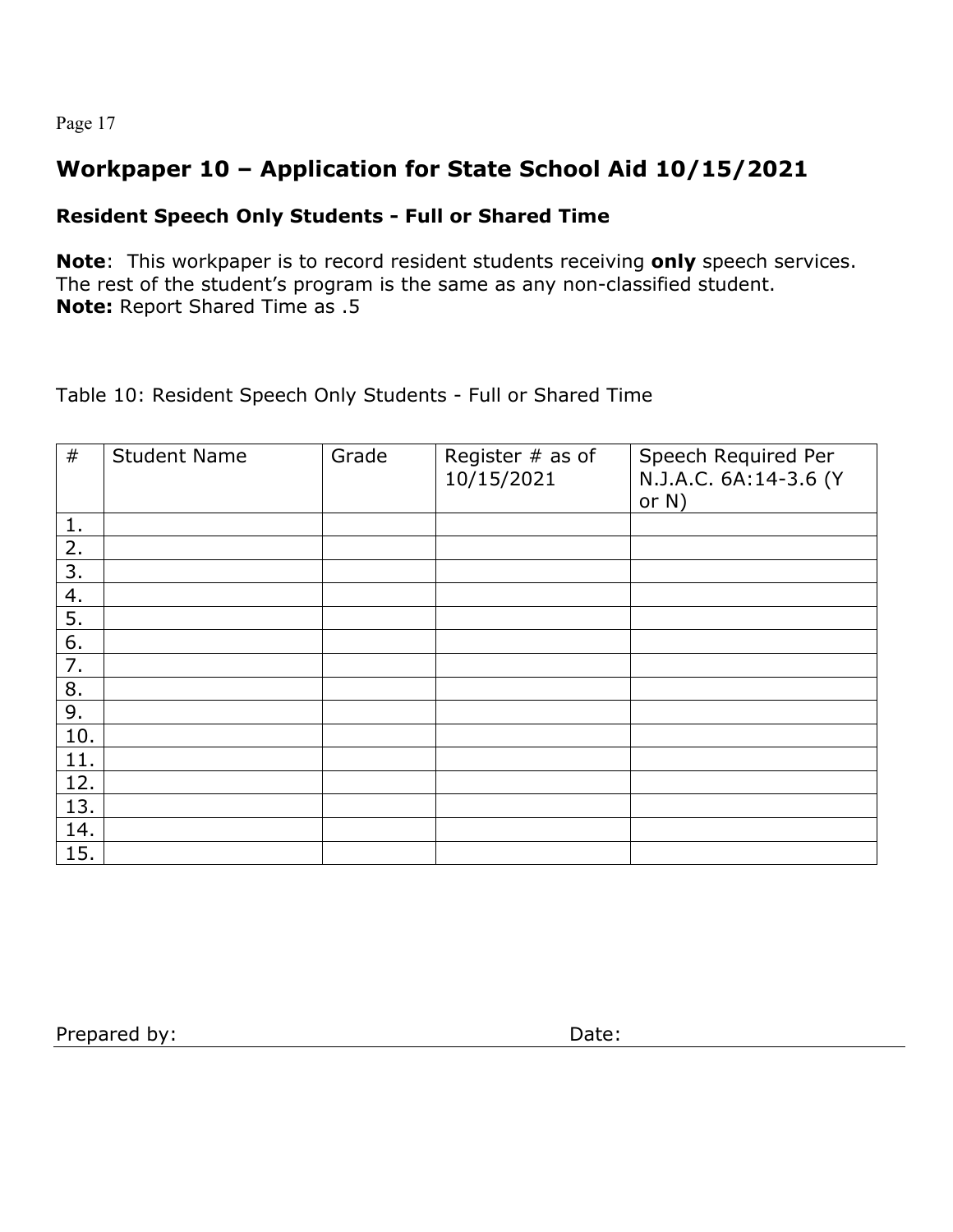## Workpaper 10 – Application for State School Aid 10/15/2021

### Resident Speech Only Students - Full or Shared Time

**Note**: This workpaper is to record resident students receiving **only** speech services. The rest of the student's program is the same as any non-classified student.
**Note:** Report Shared Time as .5

Table 10: Resident Speech Only Students - Full or Shared Time

| # | Student Name | Grade | Register # as of 10/15/2021 | Speech Required Per N.J.A.C. 6A:14-3.6 (Y or N) |
|---|---|---|---|---|
| 1. | | | | |
| 2. | | | | |
| 3. | | | | |
| 4. | | | | |
| 5. | | | | |
| 6. | | | | |
| 7. | | | | |
| 8. | | | | |
| 9. | | | | |
| 10. | | | | |
| 11. | | | | |
| 12. | | | | |
| 13. | | | | |
| 14. | | | | |
| 15. | | | | |

Prepared by: Date: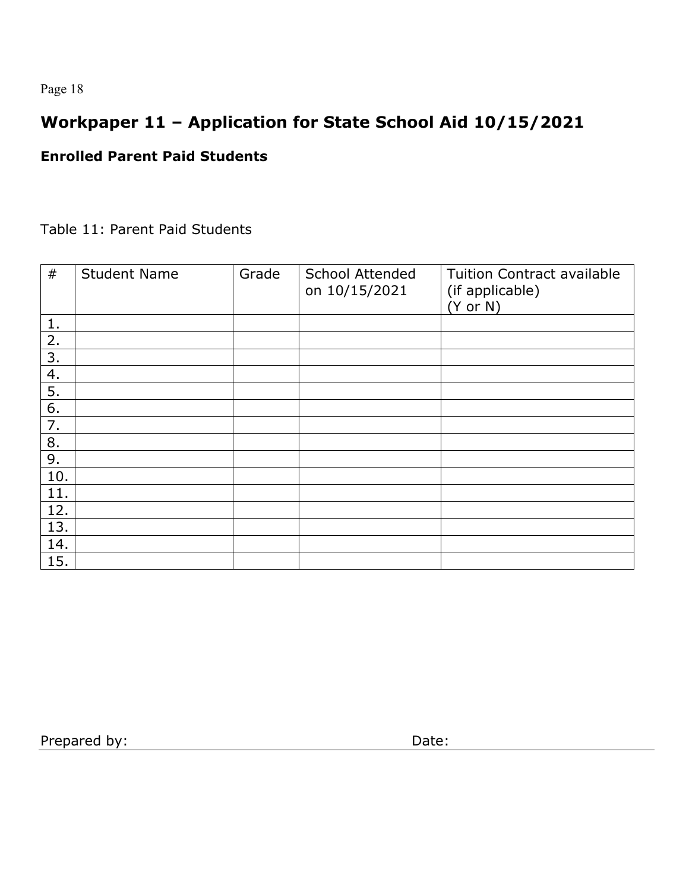## Workpaper 11 – Application for State School Aid 10/15/2021

### Enrolled Parent Paid Students

Table 11: Parent Paid Students

| # | Student Name | Grade | School Attended on 10/15/2021 | Tuition Contract available (if applicable) (Y or N) |
|---|---|---|---|---|
| 1. | | | | |
| 2. | | | | |
| 3. | | | | |
| 4. | | | | |
| 5. | | | | |
| 6. | | | | |
| 7. | | | | |
| 8. | | | | |
| 9. | | | | |
| 10. | | | | |
| 11. | | | | |
| 12. | | | | |
| 13. | | | | |
| 14. | | | | |
| 15. | | | | |

Prepared by: Date: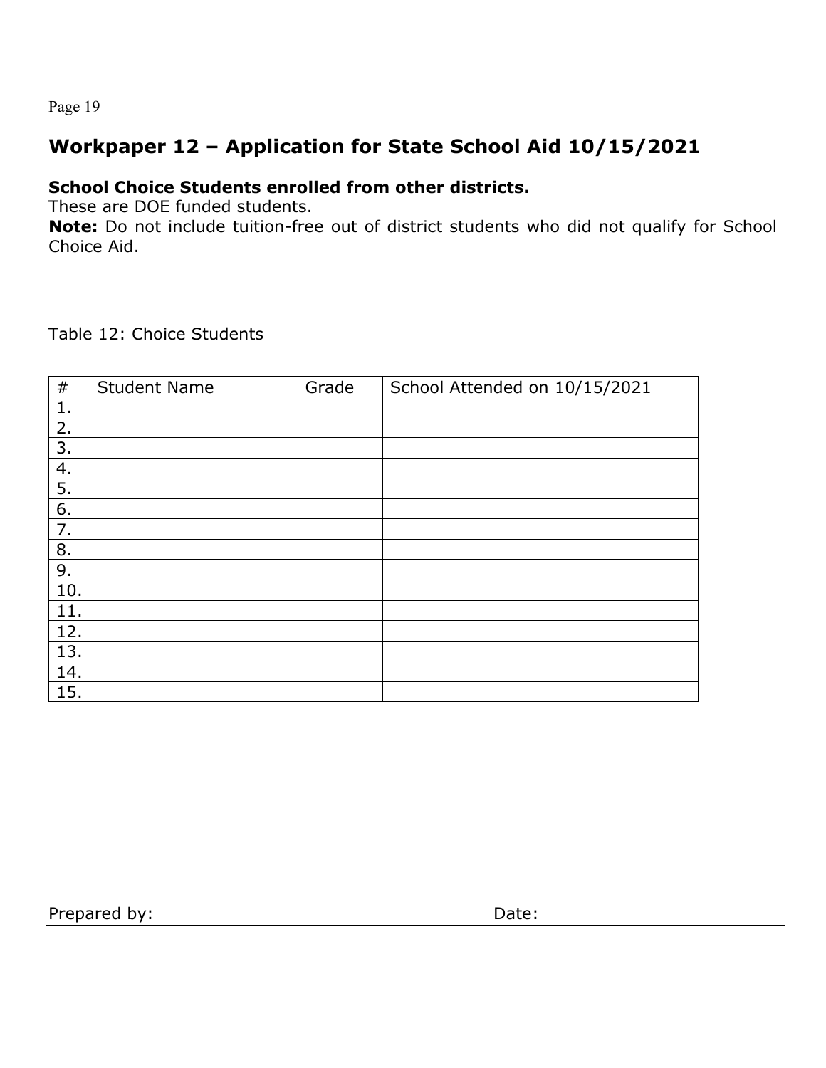## Workpaper 12 – Application for State School Aid 10/15/2021

**School Choice Students enrolled from other districts.**
These are DOE funded students.
**Note:** Do not include tuition-free out of district students who did not qualify for School Choice Aid.

Table 12: Choice Students

| # | Student Name | Grade | School Attended on 10/15/2021 |
|---|---|---|---|
| 1. | | | |
| 2. | | | |
| 3. | | | |
| 4. | | | |
| 5. | | | |
| 6. | | | |
| 7. | | | |
| 8. | | | |
| 9. | | | |
| 10. | | | |
| 11. | | | |
| 12. | | | |
| 13. | | | |
| 14. | | | |
| 15. | | | |

Prepared by: Date: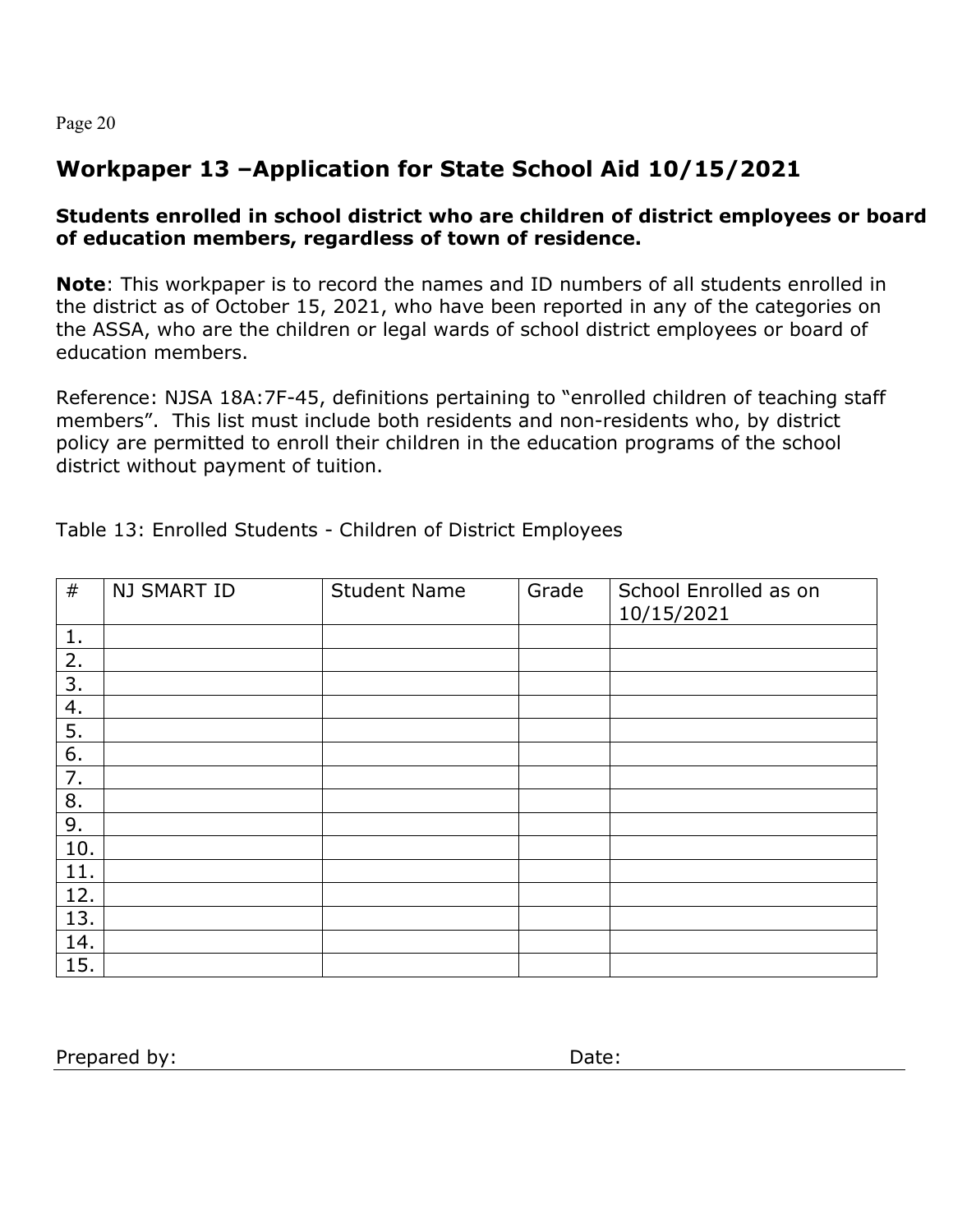## Workpaper 13 –Application for State School Aid 10/15/2021

**Students enrolled in school district who are children of district employees or board of education members, regardless of town of residence.**

**Note**: This workpaper is to record the names and ID numbers of all students enrolled in the district as of October 15, 2021, who have been reported in any of the categories on the ASSA, who are the children or legal wards of school district employees or board of education members.

Reference: NJSA 18A:7F-45, definitions pertaining to "enrolled children of teaching staff members". This list must include both residents and non-residents who, by district policy are permitted to enroll their children in the education programs of the school district without payment of tuition.

Table 13: Enrolled Students - Children of District Employees

| # | NJ SMART ID | Student Name | Grade | School Enrolled as on 10/15/2021 |
|---|---|---|---|---|
| 1. | | | | |
| 2. | | | | |
| 3. | | | | |
| 4. | | | | |
| 5. | | | | |
| 6. | | | | |
| 7. | | | | |
| 8. | | | | |
| 9. | | | | |
| 10. | | | | |
| 11. | | | | |
| 12. | | | | |
| 13. | | | | |
| 14. | | | | |
| 15. | | | | |

Prepared by: Date: